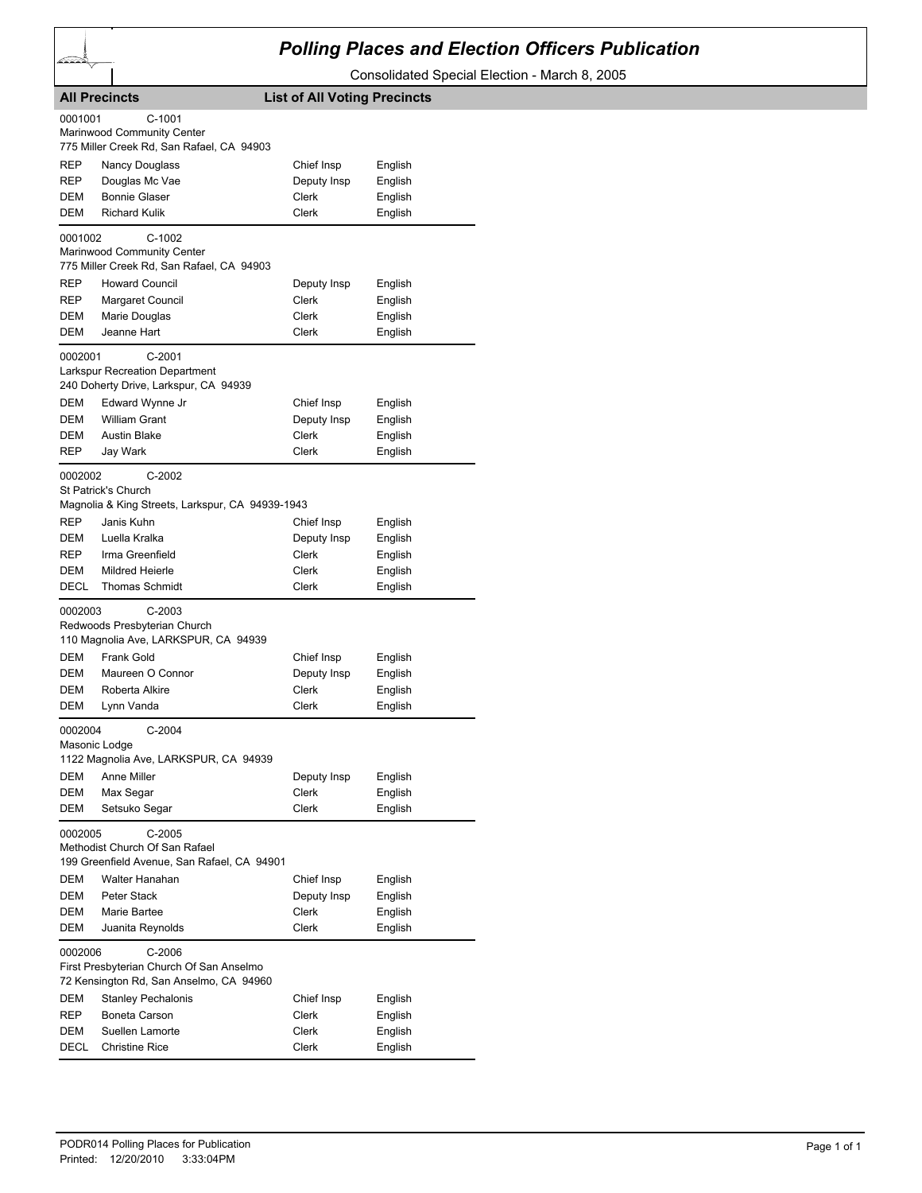# Polling Places and Election Officers Publication

Consolidated Special Election - March 8, 2005

**All Precincts** — **List of All Voting Precincts**

0001001 C-1001
Marinwood Community Center
775 Miller Creek Rd, San Rafael, CA 94903

| | | | |
|---|---|---|---|
| REP | Nancy Douglass | Chief Insp | English |
| REP | Douglas Mc Vae | Deputy Insp | English |
| DEM | Bonnie Glaser | Clerk | English |
| DEM | Richard Kulik | Clerk | English |

0001002 C-1002
Marinwood Community Center
775 Miller Creek Rd, San Rafael, CA 94903

| | | | |
|---|---|---|---|
| REP | Howard Council | Deputy Insp | English |
| REP | Margaret Council | Clerk | English |
| DEM | Marie Douglas | Clerk | English |
| DEM | Jeanne Hart | Clerk | English |

0002001 C-2001
Larkspur Recreation Department
240 Doherty Drive, Larkspur, CA 94939

| | | | |
|---|---|---|---|
| DEM | Edward Wynne Jr | Chief Insp | English |
| DEM | William Grant | Deputy Insp | English |
| DEM | Austin Blake | Clerk | English |
| REP | Jay Wark | Clerk | English |

0002002 C-2002
St Patrick's Church
Magnolia & King Streets, Larkspur, CA 94939-1943

| | | | |
|---|---|---|---|
| REP | Janis Kuhn | Chief Insp | English |
| DEM | Luella Kralka | Deputy Insp | English |
| REP | Irma Greenfield | Clerk | English |
| DEM | Mildred Heierle | Clerk | English |
| DECL | Thomas Schmidt | Clerk | English |

0002003 C-2003
Redwoods Presbyterian Church
110 Magnolia Ave, LARKSPUR, CA 94939

| | | | |
|---|---|---|---|
| DEM | Frank Gold | Chief Insp | English |
| DEM | Maureen O Connor | Deputy Insp | English |
| DEM | Roberta Alkire | Clerk | English |
| DEM | Lynn Vanda | Clerk | English |

0002004 C-2004
Masonic Lodge
1122 Magnolia Ave, LARKSPUR, CA 94939

| | | | |
|---|---|---|---|
| DEM | Anne Miller | Deputy Insp | English |
| DEM | Max Segar | Clerk | English |
| DEM | Setsuko Segar | Clerk | English |

0002005 C-2005
Methodist Church Of San Rafael
199 Greenfield Avenue, San Rafael, CA 94901

| | | | |
|---|---|---|---|
| DEM | Walter Hanahan | Chief Insp | English |
| DEM | Peter Stack | Deputy Insp | English |
| DEM | Marie Bartee | Clerk | English |
| DEM | Juanita Reynolds | Clerk | English |

0002006 C-2006
First Presbyterian Church Of San Anselmo
72 Kensington Rd, San Anselmo, CA 94960

| | | | |
|---|---|---|---|
| DEM | Stanley Pechalonis | Chief Insp | English |
| REP | Boneta Carson | Clerk | English |
| DEM | Suellen Lamorte | Clerk | English |
| DECL | Christine Rice | Clerk | English |

PODR014 Polling Places for Publication
Printed: 12/20/2010 3:33:04PM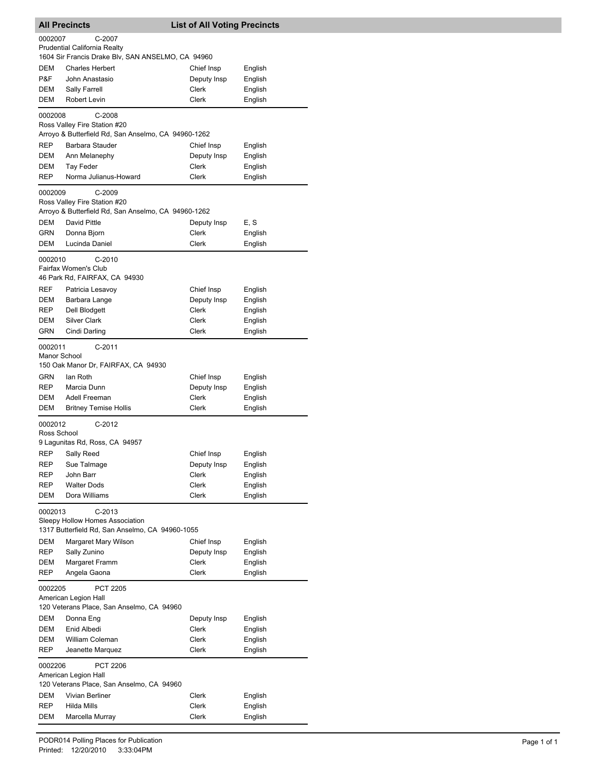## All Precincts — List of All Voting Precincts

**0002007** C-2007
Prudential California Realty
1604 Sir Francis Drake Blv, SAN ANSELMO, CA 94960

| | | | |
|---|---|---|---|
| DEM | Charles Herbert | Chief Insp | English |
| P&F | John Anastasio | Deputy Insp | English |
| DEM | Sally Farrell | Clerk | English |
| DEM | Robert Levin | Clerk | English |

**0002008** C-2008
Ross Valley Fire Station #20
Arroyo & Butterfield Rd, San Anselmo, CA 94960-1262

| | | | |
|---|---|---|---|
| REP | Barbara Stauder | Chief Insp | English |
| DEM | Ann Melanephy | Deputy Insp | English |
| DEM | Tay Feder | Clerk | English |
| REP | Norma Julianus-Howard | Clerk | English |

**0002009** C-2009
Ross Valley Fire Station #20
Arroyo & Butterfield Rd, San Anselmo, CA 94960-1262

| | | | |
|---|---|---|---|
| DEM | David Pittle | Deputy Insp | E, S |
| GRN | Donna Bjorn | Clerk | English |
| DEM | Lucinda Daniel | Clerk | English |

**0002010** C-2010
Fairfax Women's Club
46 Park Rd, FAIRFAX, CA 94930

| | | | |
|---|---|---|---|
| REF | Patricia Lesavoy | Chief Insp | English |
| DEM | Barbara Lange | Deputy Insp | English |
| REP | Dell Blodgett | Clerk | English |
| DEM | Silver Clark | Clerk | English |
| GRN | Cindi Darling | Clerk | English |

**0002011** C-2011
Manor School
150 Oak Manor Dr, FAIRFAX, CA 94930

| | | | |
|---|---|---|---|
| GRN | Ian Roth | Chief Insp | English |
| REP | Marcia Dunn | Deputy Insp | English |
| DEM | Adell Freeman | Clerk | English |
| DEM | Britney Temise Hollis | Clerk | English |

**0002012** C-2012
Ross School
9 Lagunitas Rd, Ross, CA 94957

| | | | |
|---|---|---|---|
| REP | Sally Reed | Chief Insp | English |
| REP | Sue Talmage | Deputy Insp | English |
| REP | John Barr | Clerk | English |
| REP | Walter Dods | Clerk | English |
| DEM | Dora Williams | Clerk | English |

**0002013** C-2013
Sleepy Hollow Homes Association
1317 Butterfield Rd, San Anselmo, CA 94960-1055

| | | | |
|---|---|---|---|
| DEM | Margaret Mary Wilson | Chief Insp | English |
| REP | Sally Zunino | Deputy Insp | English |
| DEM | Margaret Framm | Clerk | English |
| REP | Angela Gaona | Clerk | English |

**0002205** PCT 2205
American Legion Hall
120 Veterans Place, San Anselmo, CA 94960

| | | | |
|---|---|---|---|
| DEM | Donna Eng | Deputy Insp | English |
| DEM | Enid Albedi | Clerk | English |
| DEM | William Coleman | Clerk | English |
| REP | Jeanette Marquez | Clerk | English |

**0002206** PCT 2206
American Legion Hall
120 Veterans Place, San Anselmo, CA 94960

| | | | |
|---|---|---|---|
| DEM | Vivian Berliner | Clerk | English |
| REP | Hilda Mills | Clerk | English |
| DEM | Marcella Murray | Clerk | English |

PODR014 Polling Places for Publication
Printed: 12/20/2010 3:33:04PM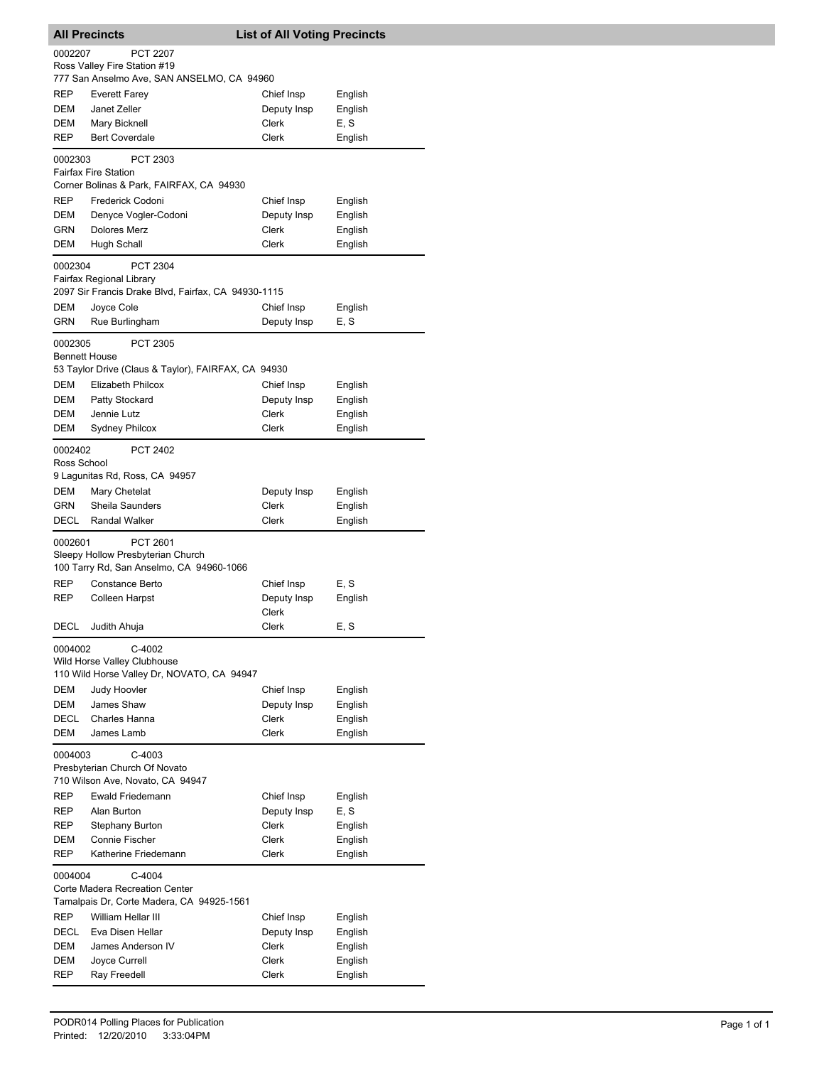## All Precincts — List of All Voting Precincts

**0002207 PCT 2207**
Ross Valley Fire Station #19
777 San Anselmo Ave, SAN ANSELMO, CA 94960

| | | | |
|---|---|---|---|
| REP | Everett Farey | Chief Insp | English |
| DEM | Janet Zeller | Deputy Insp | English |
| DEM | Mary Bicknell | Clerk | E, S |
| REP | Bert Coverdale | Clerk | English |

**0002303 PCT 2303**
Fairfax Fire Station
Corner Bolinas & Park, FAIRFAX, CA 94930

| | | | |
|---|---|---|---|
| REP | Frederick Codoni | Chief Insp | English |
| DEM | Denyce Vogler-Codoni | Deputy Insp | English |
| GRN | Dolores Merz | Clerk | English |
| DEM | Hugh Schall | Clerk | English |

**0002304 PCT 2304**
Fairfax Regional Library
2097 Sir Francis Drake Blvd, Fairfax, CA 94930-1115

| | | | |
|---|---|---|---|
| DEM | Joyce Cole | Chief Insp | English |
| GRN | Rue Burlingham | Deputy Insp | E, S |

**0002305 PCT 2305**
Bennett House
53 Taylor Drive (Claus & Taylor), FAIRFAX, CA 94930

| | | | |
|---|---|---|---|
| DEM | Elizabeth Philcox | Chief Insp | English |
| DEM | Patty Stockard | Deputy Insp | English |
| DEM | Jennie Lutz | Clerk | English |
| DEM | Sydney Philcox | Clerk | English |

**0002402 PCT 2402**
Ross School
9 Lagunitas Rd, Ross, CA 94957

| | | | |
|---|---|---|---|
| DEM | Mary Chetelat | Deputy Insp | English |
| GRN | Sheila Saunders | Clerk | English |
| DECL | Randal Walker | Clerk | English |

**0002601 PCT 2601**
Sleepy Hollow Presbyterian Church
100 Tarry Rd, San Anselmo, CA 94960-1066

| | | | |
|---|---|---|---|
| REP | Constance Berto | Chief Insp | E, S |
| REP | Colleen Harpst | Deputy Insp | English |
| | | Clerk | |
| DECL | Judith Ahuja | Clerk | E, S |

**0004002 C-4002**
Wild Horse Valley Clubhouse
110 Wild Horse Valley Dr, NOVATO, CA 94947

| | | | |
|---|---|---|---|
| DEM | Judy Hoovler | Chief Insp | English |
| DEM | James Shaw | Deputy Insp | English |
| DECL | Charles Hanna | Clerk | English |
| DEM | James Lamb | Clerk | English |

**0004003 C-4003**
Presbyterian Church Of Novato
710 Wilson Ave, Novato, CA 94947

| | | | |
|---|---|---|---|
| REP | Ewald Friedemann | Chief Insp | English |
| REP | Alan Burton | Deputy Insp | E, S |
| REP | Stephany Burton | Clerk | English |
| DEM | Connie Fischer | Clerk | English |
| REP | Katherine Friedemann | Clerk | English |

**0004004 C-4004**
Corte Madera Recreation Center
Tamalpais Dr, Corte Madera, CA 94925-1561

| | | | |
|---|---|---|---|
| REP | William Hellar III | Chief Insp | English |
| DECL | Eva Disen Hellar | Deputy Insp | English |
| DEM | James Anderson IV | Clerk | English |
| DEM | Joyce Currell | Clerk | English |
| REP | Ray Freedell | Clerk | English |

PODR014 Polling Places for Publication
Printed: 12/20/2010 3:33:04PM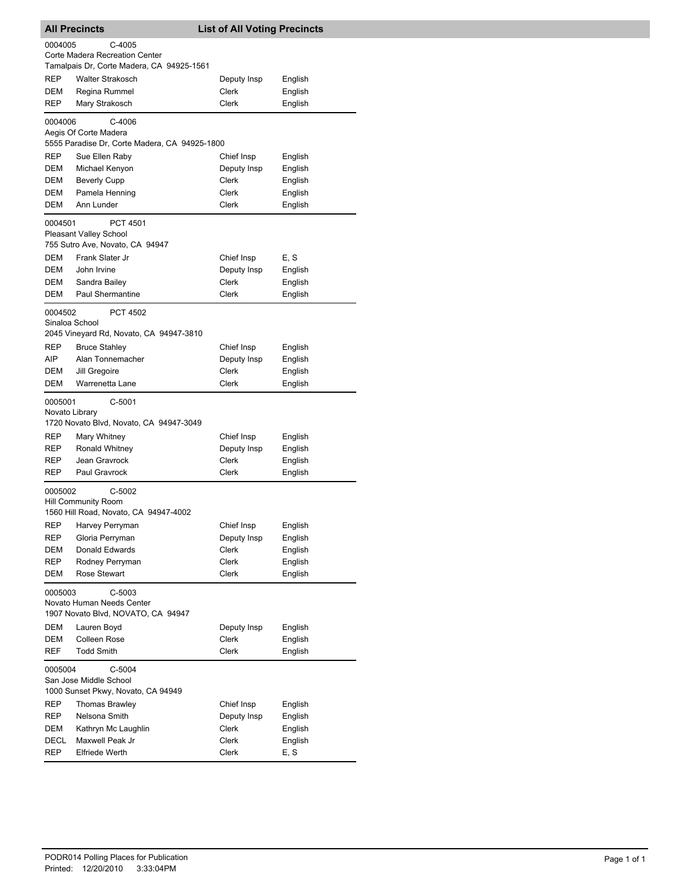## All Precincts — List of All Voting Precincts

**0004005** C-4005
Corte Madera Recreation Center
Tamalpais Dr, Corte Madera, CA 94925-1561

| Party | Name | Position | Language |
|---|---|---|---|
| REP | Walter Strakosch | Deputy Insp | English |
| DEM | Regina Rummel | Clerk | English |
| REP | Mary Strakosch | Clerk | English |

**0004006** C-4006
Aegis Of Corte Madera
5555 Paradise Dr, Corte Madera, CA 94925-1800

| Party | Name | Position | Language |
|---|---|---|---|
| REP | Sue Ellen Raby | Chief Insp | English |
| DEM | Michael Kenyon | Deputy Insp | English |
| DEM | Beverly Cupp | Clerk | English |
| DEM | Pamela Henning | Clerk | English |
| DEM | Ann Lunder | Clerk | English |

**0004501** PCT 4501
Pleasant Valley School
755 Sutro Ave, Novato, CA 94947

| Party | Name | Position | Language |
|---|---|---|---|
| DEM | Frank Slater Jr | Chief Insp | E, S |
| DEM | John Irvine | Deputy Insp | English |
| DEM | Sandra Bailey | Clerk | English |
| DEM | Paul Shermantine | Clerk | English |

**0004502** PCT 4502
Sinaloa School
2045 Vineyard Rd, Novato, CA 94947-3810

| Party | Name | Position | Language |
|---|---|---|---|
| REP | Bruce Stahley | Chief Insp | English |
| AIP | Alan Tonnemacher | Deputy Insp | English |
| DEM | Jill Gregoire | Clerk | English |
| DEM | Warrenetta Lane | Clerk | English |

**0005001** C-5001
Novato Library
1720 Novato Blvd, Novato, CA 94947-3049

| Party | Name | Position | Language |
|---|---|---|---|
| REP | Mary Whitney | Chief Insp | English |
| REP | Ronald Whitney | Deputy Insp | English |
| REP | Jean Gravrock | Clerk | English |
| REP | Paul Gravrock | Clerk | English |

**0005002** C-5002
Hill Community Room
1560 Hill Road, Novato, CA 94947-4002

| Party | Name | Position | Language |
|---|---|---|---|
| REP | Harvey Perryman | Chief Insp | English |
| REP | Gloria Perryman | Deputy Insp | English |
| DEM | Donald Edwards | Clerk | English |
| REP | Rodney Perryman | Clerk | English |
| DEM | Rose Stewart | Clerk | English |

**0005003** C-5003
Novato Human Needs Center
1907 Novato Blvd, NOVATO, CA 94947

| Party | Name | Position | Language |
|---|---|---|---|
| DEM | Lauren Boyd | Deputy Insp | English |
| DEM | Colleen Rose | Clerk | English |
| REF | Todd Smith | Clerk | English |

**0005004** C-5004
San Jose Middle School
1000 Sunset Pkwy, Novato, CA 94949

| Party | Name | Position | Language |
|---|---|---|---|
| REP | Thomas Brawley | Chief Insp | English |
| REP | Nelsona Smith | Deputy Insp | English |
| DEM | Kathryn Mc Laughlin | Clerk | English |
| DECL | Maxwell Peak Jr | Clerk | English |
| REP | Elfriede Werth | Clerk | E, S |

PODR014 Polling Places for Publication
Printed: 12/20/2010 3:33:04PM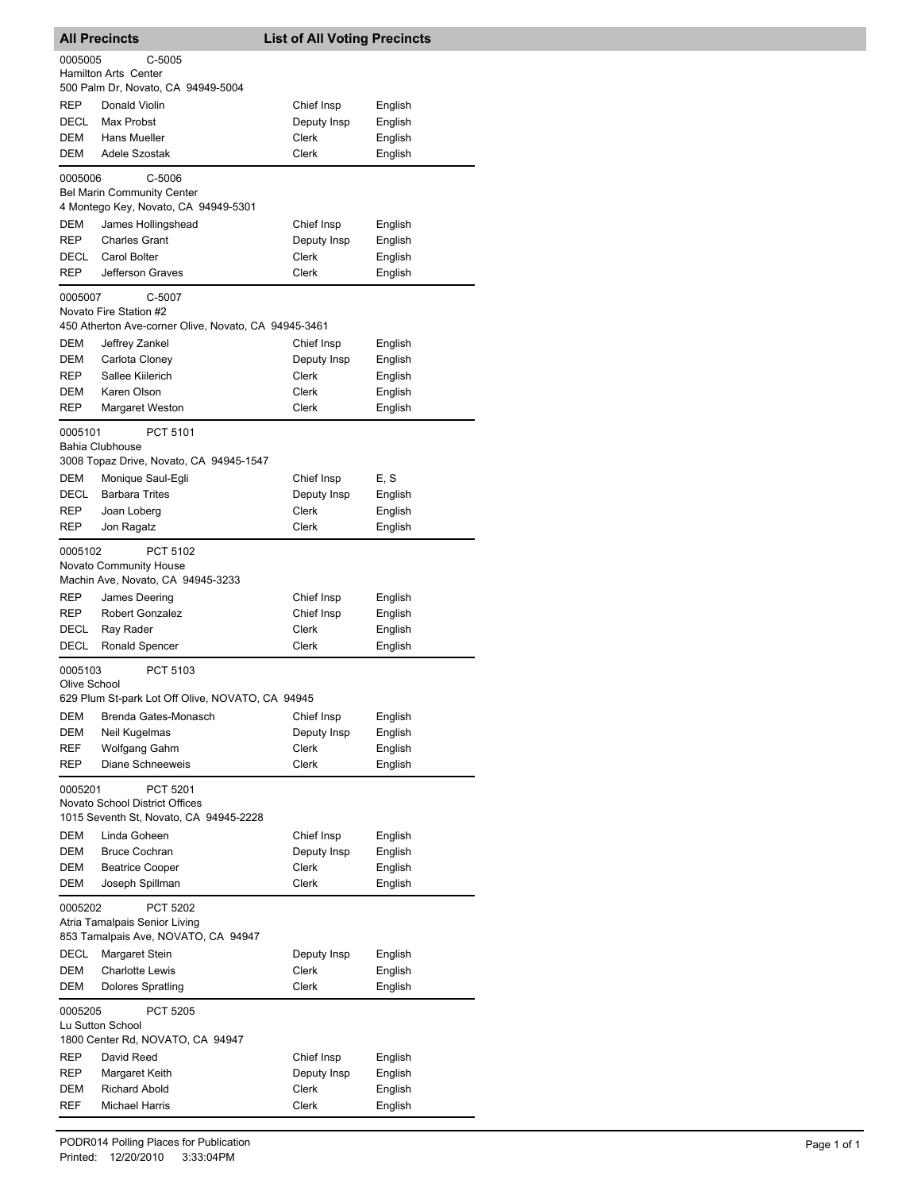## All Precincts — List of All Voting Precincts

**0005005** C-5005
Hamilton Arts Center
500 Palm Dr, Novato, CA 94949-5004

| | | | |
|---|---|---|---|
| REP | Donald Violin | Chief Insp | English |
| DECL | Max Probst | Deputy Insp | English |
| DEM | Hans Mueller | Clerk | English |
| DEM | Adele Szostak | Clerk | English |

**0005006** C-5006
Bel Marin Community Center
4 Montego Key, Novato, CA 94949-5301

| | | | |
|---|---|---|---|
| DEM | James Hollingshead | Chief Insp | English |
| REP | Charles Grant | Deputy Insp | English |
| DECL | Carol Bolter | Clerk | English |
| REP | Jefferson Graves | Clerk | English |

**0005007** C-5007
Novato Fire Station #2
450 Atherton Ave-corner Olive, Novato, CA 94945-3461

| | | | |
|---|---|---|---|
| DEM | Jeffrey Zankel | Chief Insp | English |
| DEM | Carlota Cloney | Deputy Insp | English |
| REP | Sallee Kiilerich | Clerk | English |
| DEM | Karen Olson | Clerk | English |
| REP | Margaret Weston | Clerk | English |

**0005101** PCT 5101
Bahia Clubhouse
3008 Topaz Drive, Novato, CA 94945-1547

| | | | |
|---|---|---|---|
| DEM | Monique Saul-Egli | Chief Insp | E, S |
| DECL | Barbara Trites | Deputy Insp | English |
| REP | Joan Loberg | Clerk | English |
| REP | Jon Ragatz | Clerk | English |

**0005102** PCT 5102
Novato Community House
Machin Ave, Novato, CA 94945-3233

| | | | |
|---|---|---|---|
| REP | James Deering | Chief Insp | English |
| REP | Robert Gonzalez | Chief Insp | English |
| DECL | Ray Rader | Clerk | English |
| DECL | Ronald Spencer | Clerk | English |

**0005103** PCT 5103
Olive School
629 Plum St-park Lot Off Olive, NOVATO, CA 94945

| | | | |
|---|---|---|---|
| DEM | Brenda Gates-Monasch | Chief Insp | English |
| DEM | Neil Kugelmas | Deputy Insp | English |
| REF | Wolfgang Gahm | Clerk | English |
| REP | Diane Schneeweis | Clerk | English |

**0005201** PCT 5201
Novato School District Offices
1015 Seventh St, Novato, CA 94945-2228

| | | | |
|---|---|---|---|
| DEM | Linda Goheen | Chief Insp | English |
| DEM | Bruce Cochran | Deputy Insp | English |
| DEM | Beatrice Cooper | Clerk | English |
| DEM | Joseph Spillman | Clerk | English |

**0005202** PCT 5202
Atria Tamalpais Senior Living
853 Tamalpais Ave, NOVATO, CA 94947

| | | | |
|---|---|---|---|
| DECL | Margaret Stein | Deputy Insp | English |
| DEM | Charlotte Lewis | Clerk | English |
| DEM | Dolores Spratling | Clerk | English |

**0005205** PCT 5205
Lu Sutton School
1800 Center Rd, NOVATO, CA 94947

| | | | |
|---|---|---|---|
| REP | David Reed | Chief Insp | English |
| REP | Margaret Keith | Deputy Insp | English |
| DEM | Richard Abold | Clerk | English |
| REF | Michael Harris | Clerk | English |

PODR014 Polling Places for Publication
Printed: 12/20/2010 3:33:04PM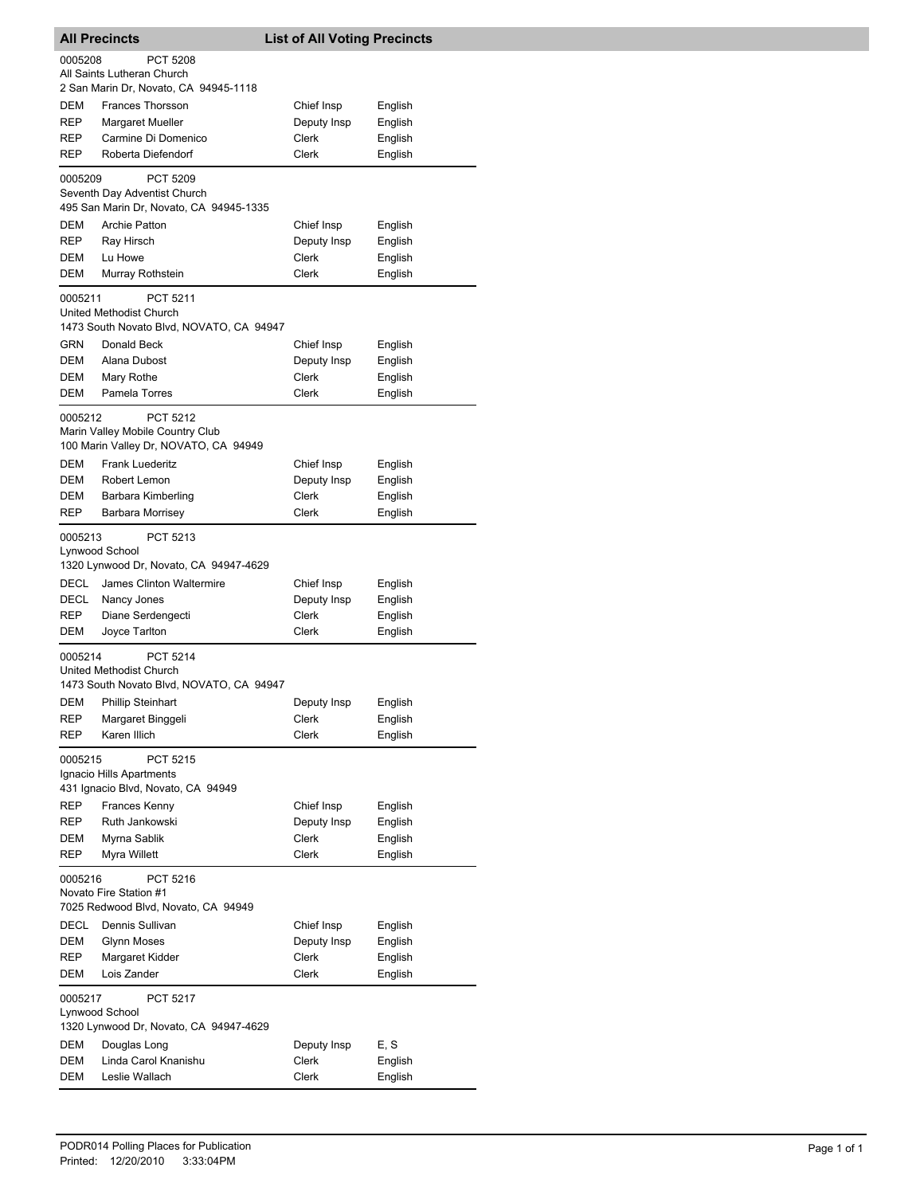## All Precincts — List of All Voting Precincts

**0005208 — PCT 5208**
All Saints Lutheran Church
2 San Marin Dr, Novato, CA 94945-1118

| Party | Name | Position | Language |
|---|---|---|---|
| DEM | Frances Thorsson | Chief Insp | English |
| REP | Margaret Mueller | Deputy Insp | English |
| REP | Carmine Di Domenico | Clerk | English |
| REP | Roberta Diefendorf | Clerk | English |

**0005209 — PCT 5209**
Seventh Day Adventist Church
495 San Marin Dr, Novato, CA 94945-1335

| Party | Name | Position | Language |
|---|---|---|---|
| DEM | Archie Patton | Chief Insp | English |
| REP | Ray Hirsch | Deputy Insp | English |
| DEM | Lu Howe | Clerk | English |
| DEM | Murray Rothstein | Clerk | English |

**0005211 — PCT 5211**
United Methodist Church
1473 South Novato Blvd, NOVATO, CA 94947

| Party | Name | Position | Language |
|---|---|---|---|
| GRN | Donald Beck | Chief Insp | English |
| DEM | Alana Dubost | Deputy Insp | English |
| DEM | Mary Rothe | Clerk | English |
| DEM | Pamela Torres | Clerk | English |

**0005212 — PCT 5212**
Marin Valley Mobile Country Club
100 Marin Valley Dr, NOVATO, CA 94949

| Party | Name | Position | Language |
|---|---|---|---|
| DEM | Frank Luederitz | Chief Insp | English |
| DEM | Robert Lemon | Deputy Insp | English |
| DEM | Barbara Kimberling | Clerk | English |
| REP | Barbara Morrisey | Clerk | English |

**0005213 — PCT 5213**
Lynwood School
1320 Lynwood Dr, Novato, CA 94947-4629

| Party | Name | Position | Language |
|---|---|---|---|
| DECL | James Clinton Waltermire | Chief Insp | English |
| DECL | Nancy Jones | Deputy Insp | English |
| REP | Diane Serdengecti | Clerk | English |
| DEM | Joyce Tarlton | Clerk | English |

**0005214 — PCT 5214**
United Methodist Church
1473 South Novato Blvd, NOVATO, CA 94947

| Party | Name | Position | Language |
|---|---|---|---|
| DEM | Phillip Steinhart | Deputy Insp | English |
| REP | Margaret Binggeli | Clerk | English |
| REP | Karen Illich | Clerk | English |

**0005215 — PCT 5215**
Ignacio Hills Apartments
431 Ignacio Blvd, Novato, CA 94949

| Party | Name | Position | Language |
|---|---|---|---|
| REP | Frances Kenny | Chief Insp | English |
| REP | Ruth Jankowski | Deputy Insp | English |
| DEM | Myrna Sablik | Clerk | English |
| REP | Myra Willett | Clerk | English |

**0005216 — PCT 5216**
Novato Fire Station #1
7025 Redwood Blvd, Novato, CA 94949

| Party | Name | Position | Language |
|---|---|---|---|
| DECL | Dennis Sullivan | Chief Insp | English |
| DEM | Glynn Moses | Deputy Insp | English |
| REP | Margaret Kidder | Clerk | English |
| DEM | Lois Zander | Clerk | English |

**0005217 — PCT 5217**
Lynwood School
1320 Lynwood Dr, Novato, CA 94947-4629

| Party | Name | Position | Language |
|---|---|---|---|
| DEM | Douglas Long | Deputy Insp | E, S |
| DEM | Linda Carol Knanishu | Clerk | English |
| DEM | Leslie Wallach | Clerk | English |

PODR014 Polling Places for Publication
Printed: 12/20/2010 3:33:04PM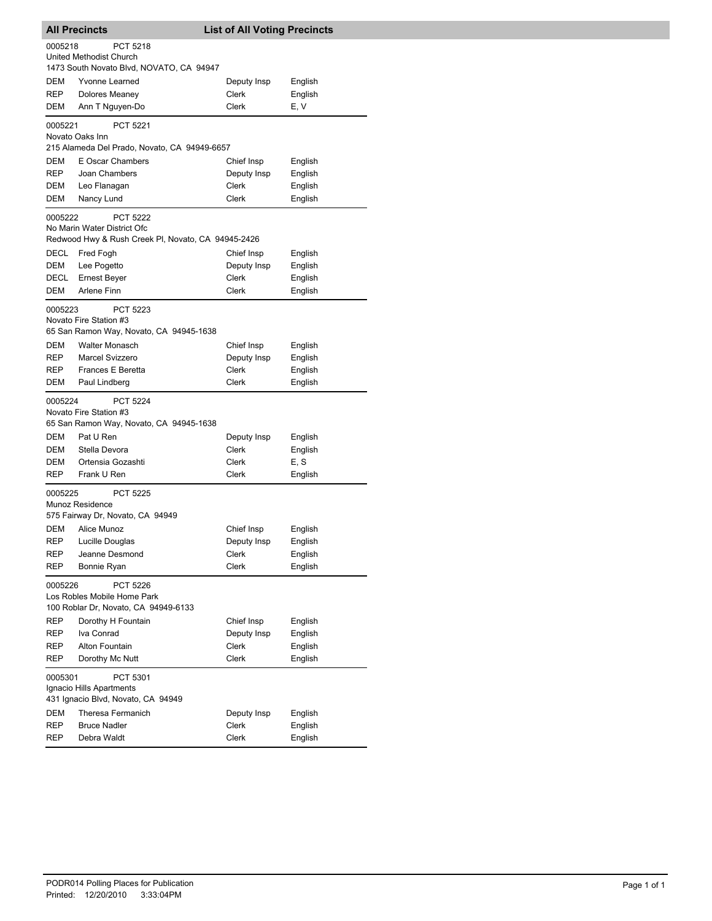## All Precincts — List of All Voting Precincts

**0005218 PCT 5218**
United Methodist Church
1473 South Novato Blvd, NOVATO, CA 94947

| Party | Name | Position | Language |
|---|---|---|---|
| DEM | Yvonne Learned | Deputy Insp | English |
| REP | Dolores Meaney | Clerk | English |
| DEM | Ann T Nguyen-Do | Clerk | E, V |

**0005221 PCT 5221**
Novato Oaks Inn
215 Alameda Del Prado, Novato, CA 94949-6657

| Party | Name | Position | Language |
|---|---|---|---|
| DEM | E Oscar Chambers | Chief Insp | English |
| REP | Joan Chambers | Deputy Insp | English |
| DEM | Leo Flanagan | Clerk | English |
| DEM | Nancy Lund | Clerk | English |

**0005222 PCT 5222**
No Marin Water District Ofc
Redwood Hwy & Rush Creek Pl, Novato, CA 94945-2426

| Party | Name | Position | Language |
|---|---|---|---|
| DECL | Fred Fogh | Chief Insp | English |
| DEM | Lee Pogetto | Deputy Insp | English |
| DECL | Ernest Beyer | Clerk | English |
| DEM | Arlene Finn | Clerk | English |

**0005223 PCT 5223**
Novato Fire Station #3
65 San Ramon Way, Novato, CA 94945-1638

| Party | Name | Position | Language |
|---|---|---|---|
| DEM | Walter Monasch | Chief Insp | English |
| REP | Marcel Svizzero | Deputy Insp | English |
| REP | Frances E Beretta | Clerk | English |
| DEM | Paul Lindberg | Clerk | English |

**0005224 PCT 5224**
Novato Fire Station #3
65 San Ramon Way, Novato, CA 94945-1638

| Party | Name | Position | Language |
|---|---|---|---|
| DEM | Pat U Ren | Deputy Insp | English |
| DEM | Stella Devora | Clerk | English |
| DEM | Ortensia Gozashti | Clerk | E, S |
| REP | Frank U Ren | Clerk | English |

**0005225 PCT 5225**
Munoz Residence
575 Fairway Dr, Novato, CA 94949

| Party | Name | Position | Language |
|---|---|---|---|
| DEM | Alice Munoz | Chief Insp | English |
| REP | Lucille Douglas | Deputy Insp | English |
| REP | Jeanne Desmond | Clerk | English |
| REP | Bonnie Ryan | Clerk | English |

**0005226 PCT 5226**
Los Robles Mobile Home Park
100 Roblar Dr, Novato, CA 94949-6133

| Party | Name | Position | Language |
|---|---|---|---|
| REP | Dorothy H Fountain | Chief Insp | English |
| REP | Iva Conrad | Deputy Insp | English |
| REP | Alton Fountain | Clerk | English |
| REP | Dorothy Mc Nutt | Clerk | English |

**0005301 PCT 5301**
Ignacio Hills Apartments
431 Ignacio Blvd, Novato, CA 94949

| Party | Name | Position | Language |
|---|---|---|---|
| DEM | Theresa Fermanich | Deputy Insp | English |
| REP | Bruce Nadler | Clerk | English |
| REP | Debra Waldt | Clerk | English |

PODR014 Polling Places for Publication
Printed: 12/20/2010 3:33:04PM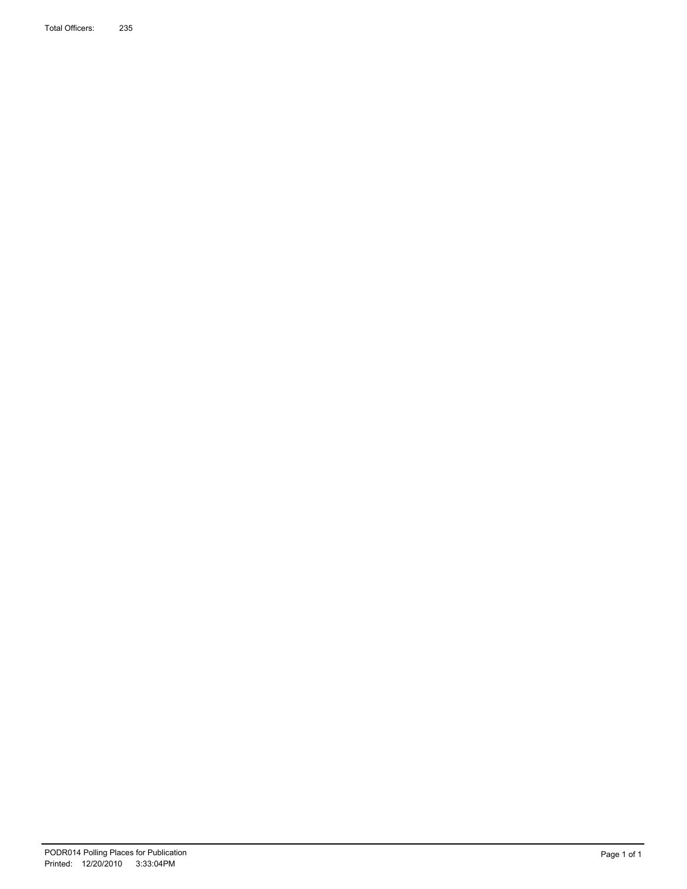Total Officers: 235